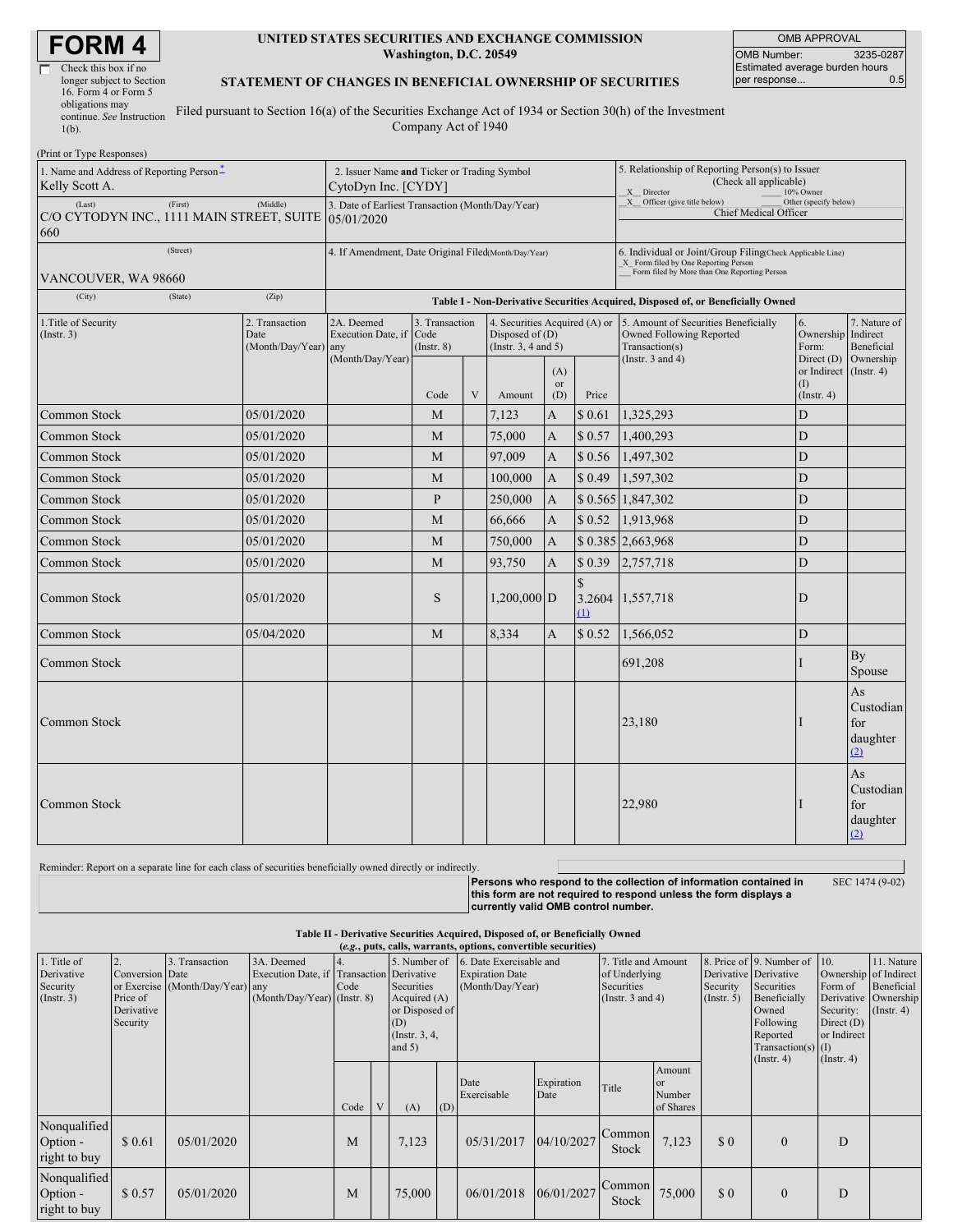# FORM 4

☐ Check this box if no longer subject to Section 16. Form 4 or Form 5 obligations may continue. *See* Instruction 1(b).

**UNITED STATES SECURITIES AND EXCHANGE COMMISSION**
**Washington, D.C. 20549**

**STATEMENT OF CHANGES IN BENEFICIAL OWNERSHIP OF SECURITIES**

Filed pursuant to Section 16(a) of the Securities Exchange Act of 1934 or Section 30(h) of the Investment Company Act of 1940

| OMB APPROVAL | |
|---|---|
| OMB Number: | 3235-0287 |
| Estimated average burden hours per response... | 0.5 |

(Print or Type Responses)

| 1. Name and Address of Reporting Person* | 2. Issuer Name **and** Ticker or Trading Symbol | 5. Relationship of Reporting Person(s) to Issuer (Check all applicable) |
|---|---|---|
| Kelly Scott A. | CytoDyn Inc. [CYDY] | _X_ Director ___ 10% Owner |
| (Last) (First) (Middle) | 3. Date of Earliest Transaction (Month/Day/Year) | _X_ Officer (give title below) ___ Other (specify below) |
| C/O CYTODYN INC., 1111 MAIN STREET, SUITE 660 | 05/01/2020 | Chief Medical Officer |
| (Street) | 4. If Amendment, Date Original Filed (Month/Day/Year) | 6. Individual or Joint/Group Filing (Check Applicable Line) |
| VANCOUVER, WA 98660 | | _X_ Form filed by One Reporting Person ___ Form filed by More than One Reporting Person |
| (City) (State) (Zip) | | |

**Table I - Non-Derivative Securities Acquired, Disposed of, or Beneficially Owned**

| 1.Title of Security (Instr. 3) | 2. Transaction Date (Month/Day/Year) | 2A. Deemed Execution Date, if any (Month/Day/Year) | 3. Transaction Code (Instr. 8) | | 4. Securities Acquired (A) or Disposed of (D) (Instr. 3, 4 and 5) | | | 5. Amount of Securities Beneficially Owned Following Reported Transaction(s) (Instr. 3 and 4) | 6. Ownership Form: Direct (D) or Indirect (I) (Instr. 4) | 7. Nature of Indirect Beneficial Ownership (Instr. 4) |
|---|---|---|---|---|---|---|---|---|---|---|
| | | | Code | V | Amount | (A) or (D) | Price | | | |
| Common Stock | 05/01/2020 | | M | | 7,123 | A | $ 0.61 | 1,325,293 | D | |
| Common Stock | 05/01/2020 | | M | | 75,000 | A | $ 0.57 | 1,400,293 | D | |
| Common Stock | 05/01/2020 | | M | | 97,009 | A | $ 0.56 | 1,497,302 | D | |
| Common Stock | 05/01/2020 | | M | | 100,000 | A | $ 0.49 | 1,597,302 | D | |
| Common Stock | 05/01/2020 | | P | | 250,000 | A | $ 0.565 | 1,847,302 | D | |
| Common Stock | 05/01/2020 | | M | | 66,666 | A | $ 0.52 | 1,913,968 | D | |
| Common Stock | 05/01/2020 | | M | | 750,000 | A | $ 0.385 | 2,663,968 | D | |
| Common Stock | 05/01/2020 | | M | | 93,750 | A | $ 0.39 | 2,757,718 | D | |
| Common Stock | 05/01/2020 | | S | | 1,200,000 | D | $ 3.2604 (1) | 1,557,718 | D | |
| Common Stock | 05/04/2020 | | M | | 8,334 | A | $ 0.52 | 1,566,052 | D | |
| Common Stock | | | | | | | | 691,208 | I | By Spouse |
| Common Stock | | | | | | | | 23,180 | I | As Custodian for daughter (2) |
| Common Stock | | | | | | | | 22,980 | I | As Custodian for daughter (2) |

Reminder: Report on a separate line for each class of securities beneficially owned directly or indirectly.

**Persons who respond to the collection of information contained in this form are not required to respond unless the form displays a currently valid OMB control number.**

SEC 1474 (9-02)

**Table II - Derivative Securities Acquired, Disposed of, or Beneficially Owned**
**(*e.g.*, puts, calls, warrants, options, convertible securities)**

| 1. Title of Derivative Security (Instr. 3) | 2. Conversion or Exercise Price of Derivative Security | 3. Transaction Date (Month/Day/Year) | 3A. Deemed Execution Date, if any (Month/Day/Year) | 4. Transaction Code (Instr. 8) | | 5. Number of Derivative Securities Acquired (A) or Disposed of (D) (Instr. 3, 4, and 5) | | 6. Date Exercisable and Expiration Date (Month/Day/Year) | | 7. Title and Amount of Underlying Securities (Instr. 3 and 4) | | 8. Price of Derivative Security (Instr. 5) | 9. Number of Derivative Securities Beneficially Owned Following Reported Transaction(s) (Instr. 4) | 10. Ownership Form of Derivative Security: Direct (D) or Indirect (I) (Instr. 4) | 11. Nature of Indirect Beneficial Ownership (Instr. 4) |
|---|---|---|---|---|---|---|---|---|---|---|---|---|---|---|---|
| | | | | Code | V | (A) | (D) | Date Exercisable | Expiration Date | Title | Amount or Number of Shares | | | | |
| Nonqualified Option - right to buy | $ 0.61 | 05/01/2020 | | M | | 7,123 | | 05/31/2017 | 04/10/2027 | Common Stock | 7,123 | $ 0 | 0 | D | |
| Nonqualified Option - right to buy | $ 0.57 | 05/01/2020 | | M | | 75,000 | | 06/01/2018 | 06/01/2027 | Common Stock | 75,000 | $ 0 | 0 | D | |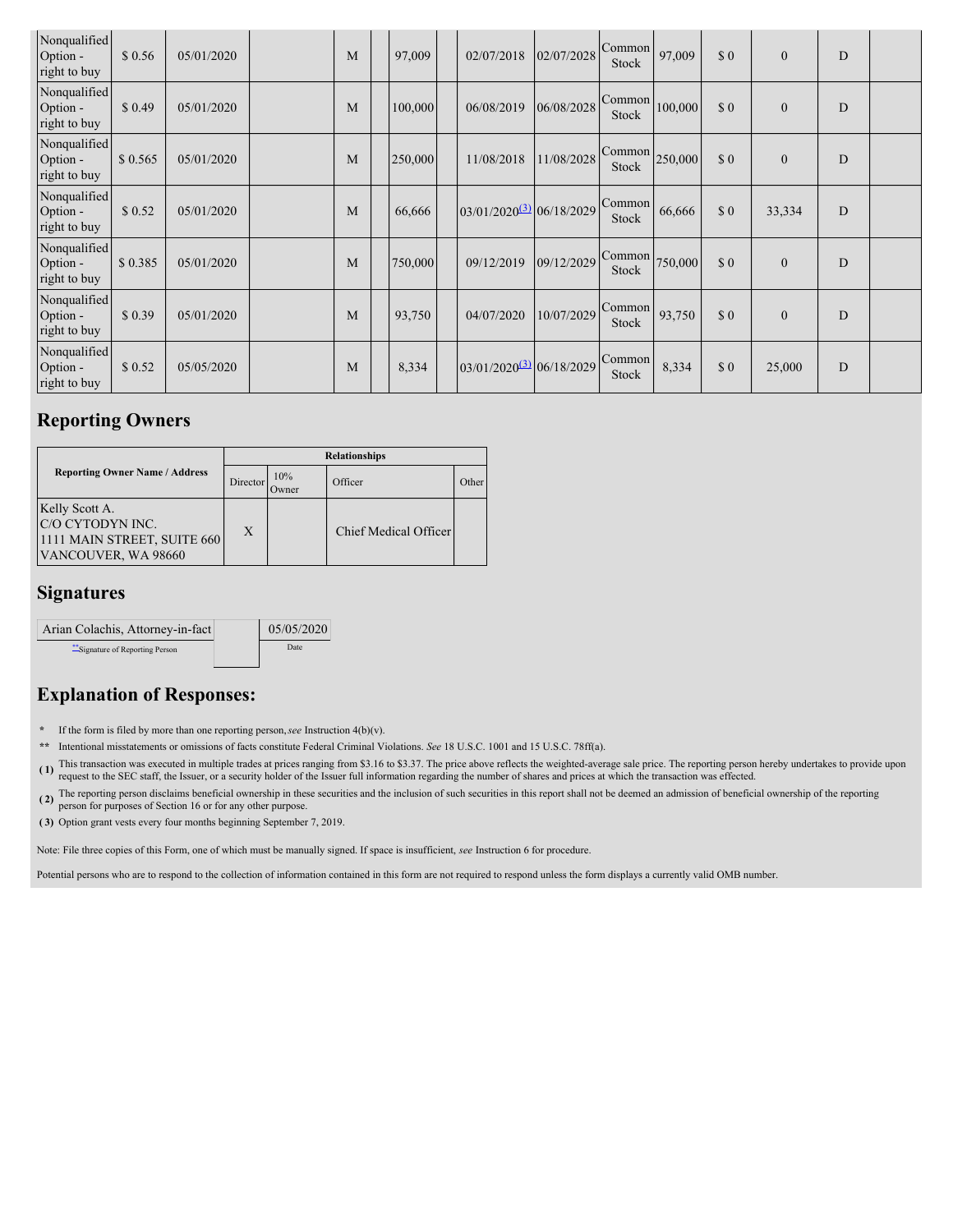| Nonqualified Option - right to buy | $ 0.56 | 05/01/2020 | | M | | 97,009 | | 02/07/2018 | 02/07/2028 | Common Stock | 97,009 | $ 0 | 0 | D | |
|---|---|---|---|---|---|---|---|---|---|---|---|---|---|---|---|
| Nonqualified Option - right to buy | $ 0.49 | 05/01/2020 | | M | | 100,000 | | 06/08/2019 | 06/08/2028 | Common Stock | 100,000 | $ 0 | 0 | D | |
| Nonqualified Option - right to buy | $ 0.565 | 05/01/2020 | | M | | 250,000 | | 11/08/2018 | 11/08/2028 | Common Stock | 250,000 | $ 0 | 0 | D | |
| Nonqualified Option - right to buy | $ 0.52 | 05/01/2020 | | M | | 66,666 | | 03/01/2020 (3) | 06/18/2029 | Common Stock | 66,666 | $ 0 | 33,334 | D | |
| Nonqualified Option - right to buy | $ 0.385 | 05/01/2020 | | M | | 750,000 | | 09/12/2019 | 09/12/2029 | Common Stock | 750,000 | $ 0 | 0 | D | |
| Nonqualified Option - right to buy | $ 0.39 | 05/01/2020 | | M | | 93,750 | | 04/07/2020 | 10/07/2029 | Common Stock | 93,750 | $ 0 | 0 | D | |
| Nonqualified Option - right to buy | $ 0.52 | 05/05/2020 | | M | | 8,334 | | 03/01/2020 (3) | 06/18/2029 | Common Stock | 8,334 | $ 0 | 25,000 | D | |

## Reporting Owners

| Reporting Owner Name / Address | Relationships | | | |
|---|---|---|---|---|
| | Director | 10% Owner | Officer | Other |
| Kelly Scott A.<br>C/O CYTODYN INC.<br>1111 MAIN STREET, SUITE 660<br>VANCOUVER, WA 98660 | X | | Chief Medical Officer | |

## Signatures

| Arian Colachis, Attorney-in-fact | | 05/05/2020 |
|---|---|---|
| **Signature of Reporting Person | | Date |

## Explanation of Responses:

- \* If the form is filed by more than one reporting person, *see* Instruction 4(b)(v).
- \*\* Intentional misstatements or omissions of facts constitute Federal Criminal Violations. *See* 18 U.S.C. 1001 and 15 U.S.C. 78ff(a).
- ( 1 ) This transaction was executed in multiple trades at prices ranging from $3.16 to $3.37. The price above reflects the weighted-average sale price. The reporting person hereby undertakes to provide upon request to the SEC staff, the Issuer, or a security holder of the Issuer full information regarding the number of shares and prices at which the transaction was effected.
- ( 2 ) The reporting person disclaims beneficial ownership in these securities and the inclusion of such securities in this report shall not be deemed an admission of beneficial ownership of the reporting person for purposes of Section 16 or for any other purpose.
- ( 3 ) Option grant vests every four months beginning September 7, 2019.

Note: File three copies of this Form, one of which must be manually signed. If space is insufficient, *see* Instruction 6 for procedure.

Potential persons who are to respond to the collection of information contained in this form are not required to respond unless the form displays a currently valid OMB number.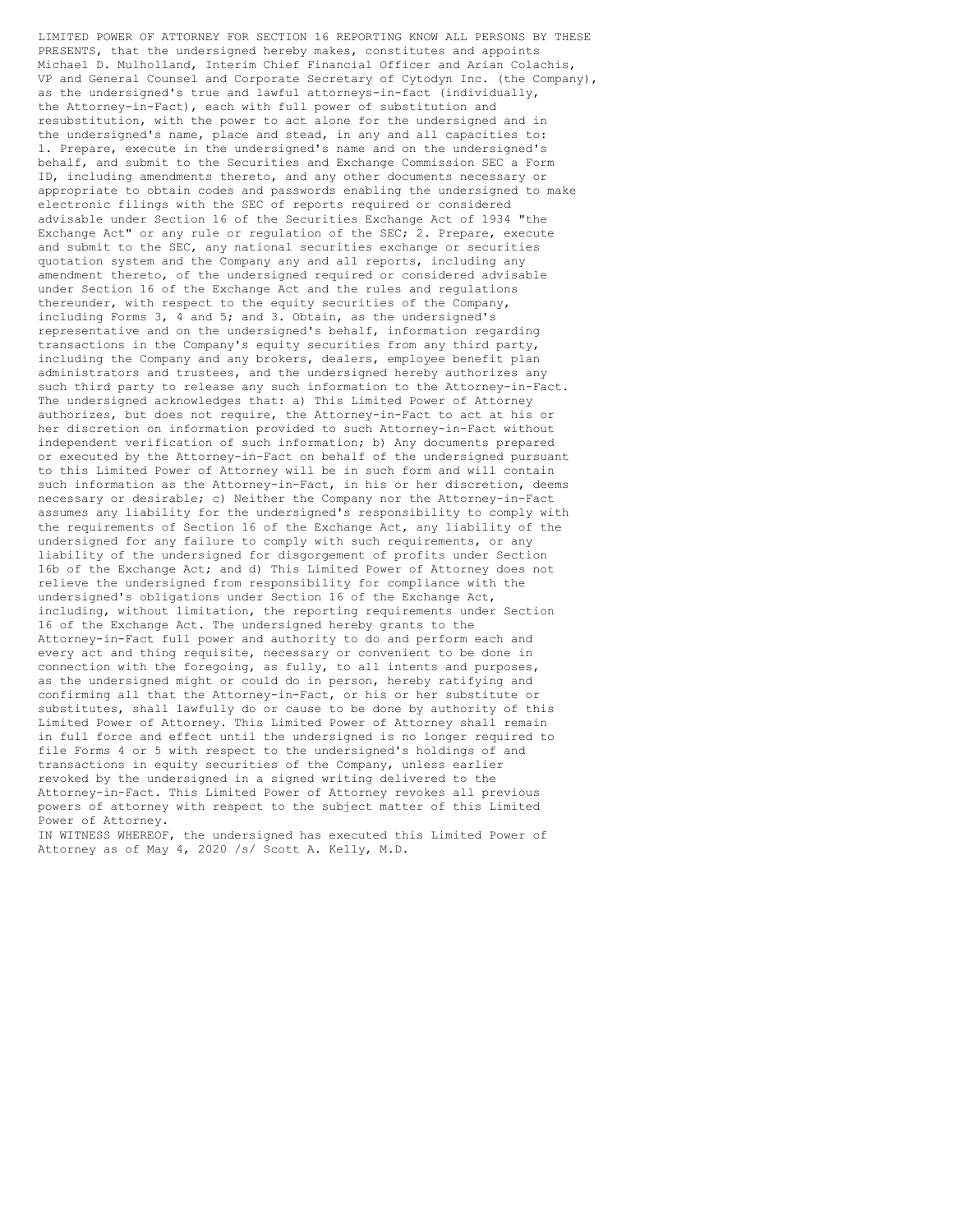LIMITED POWER OF ATTORNEY FOR SECTION 16 REPORTING KNOW ALL PERSONS BY THESE PRESENTS, that the undersigned hereby makes, constitutes and appoints Michael D. Mulholland, Interim Chief Financial Officer and Arian Colachis, VP and General Counsel and Corporate Secretary of Cytodyn Inc. (the Company), as the undersigned's true and lawful attorneys-in-fact (individually, the Attorney-in-Fact), each with full power of substitution and resubstitution, with the power to act alone for the undersigned and in the undersigned's name, place and stead, in any and all capacities to: 1. Prepare, execute in the undersigned's name and on the undersigned's behalf, and submit to the Securities and Exchange Commission SEC a Form ID, including amendments thereto, and any other documents necessary or appropriate to obtain codes and passwords enabling the undersigned to make electronic filings with the SEC of reports required or considered advisable under Section 16 of the Securities Exchange Act of 1934 "the Exchange Act" or any rule or regulation of the SEC; 2. Prepare, execute and submit to the SEC, any national securities exchange or securities quotation system and the Company any and all reports, including any amendment thereto, of the undersigned required or considered advisable under Section 16 of the Exchange Act and the rules and regulations thereunder, with respect to the equity securities of the Company, including Forms 3, 4 and 5; and 3. Obtain, as the undersigned's representative and on the undersigned's behalf, information regarding transactions in the Company's equity securities from any third party, including the Company and any brokers, dealers, employee benefit plan administrators and trustees, and the undersigned hereby authorizes any such third party to release any such information to the Attorney-in-Fact. The undersigned acknowledges that: a) This Limited Power of Attorney authorizes, but does not require, the Attorney-in-Fact to act at his or her discretion on information provided to such Attorney-in-Fact without independent verification of such information; b) Any documents prepared or executed by the Attorney-in-Fact on behalf of the undersigned pursuant to this Limited Power of Attorney will be in such form and will contain such information as the Attorney-in-Fact, in his or her discretion, deems necessary or desirable; c) Neither the Company nor the Attorney-in-Fact assumes any liability for the undersigned's responsibility to comply with the requirements of Section 16 of the Exchange Act, any liability of the undersigned for any failure to comply with such requirements, or any liability of the undersigned for disgorgement of profits under Section 16b of the Exchange Act; and d) This Limited Power of Attorney does not relieve the undersigned from responsibility for compliance with the undersigned's obligations under Section 16 of the Exchange Act, including, without limitation, the reporting requirements under Section 16 of the Exchange Act. The undersigned hereby grants to the Attorney-in-Fact full power and authority to do and perform each and every act and thing requisite, necessary or convenient to be done in connection with the foregoing, as fully, to all intents and purposes, as the undersigned might or could do in person, hereby ratifying and confirming all that the Attorney-in-Fact, or his or her substitute or substitutes, shall lawfully do or cause to be done by authority of this Limited Power of Attorney. This Limited Power of Attorney shall remain in full force and effect until the undersigned is no longer required to file Forms 4 or 5 with respect to the undersigned's holdings of and transactions in equity securities of the Company, unless earlier revoked by the undersigned in a signed writing delivered to the Attorney-in-Fact. This Limited Power of Attorney revokes all previous powers of attorney with respect to the subject matter of this Limited Power of Attorney.

IN WITNESS WHEREOF, the undersigned has executed this Limited Power of Attorney as of May 4, 2020 /s/ Scott A. Kelly, M.D.